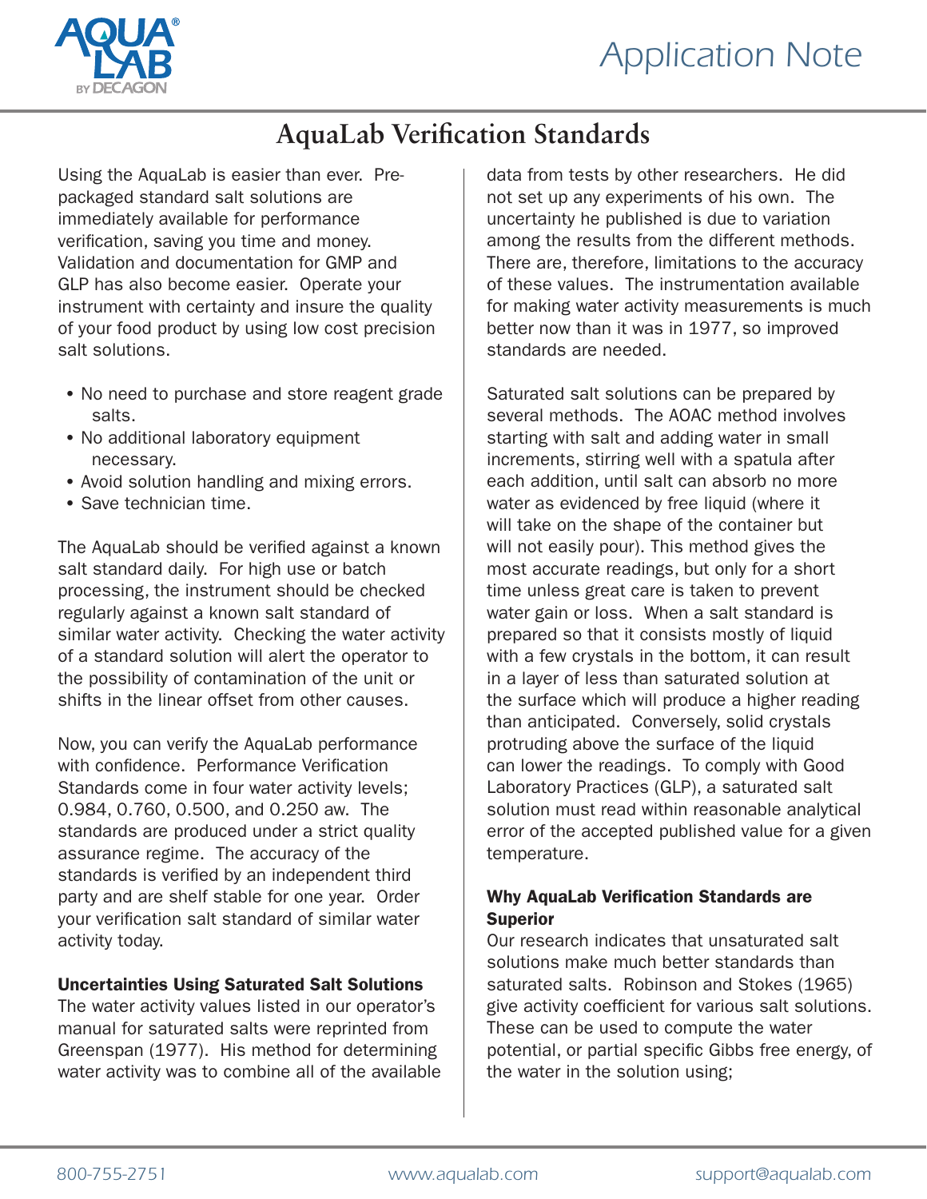# AquaLab Verification Standards

Using the AquaLab is easier than ever. Pre-packaged standard salt solutions are immediately available for performance verification, saving you time and money. Validation and documentation for GMP and GLP has also become easier. Operate your instrument with certainty and insure the quality of your food product by using low cost precision salt solutions.

- No need to purchase and store reagent grade salts.
- No additional laboratory equipment necessary.
- Avoid solution handling and mixing errors.
- Save technician time.

The AquaLab should be verified against a known salt standard daily. For high use or batch processing, the instrument should be checked regularly against a known salt standard of similar water activity. Checking the water activity of a standard solution will alert the operator to the possibility of contamination of the unit or shifts in the linear offset from other causes.

Now, you can verify the AquaLab performance with confidence. Performance Verification Standards come in four water activity levels; 0.984, 0.760, 0.500, and 0.250 aw. The standards are produced under a strict quality assurance regime. The accuracy of the standards is verified by an independent third party and are shelf stable for one year. Order your verification salt standard of similar water activity today.

**Uncertainties Using Saturated Salt Solutions**

The water activity values listed in our operator's manual for saturated salts were reprinted from Greenspan (1977). His method for determining water activity was to combine all of the available data from tests by other researchers. He did not set up any experiments of his own. The uncertainty he published is due to variation among the results from the different methods. There are, therefore, limitations to the accuracy of these values. The instrumentation available for making water activity measurements is much better now than it was in 1977, so improved standards are needed.

Saturated salt solutions can be prepared by several methods. The AOAC method involves starting with salt and adding water in small increments, stirring well with a spatula after each addition, until salt can absorb no more water as evidenced by free liquid (where it will take on the shape of the container but will not easily pour). This method gives the most accurate readings, but only for a short time unless great care is taken to prevent water gain or loss. When a salt standard is prepared so that it consists mostly of liquid with a few crystals in the bottom, it can result in a layer of less than saturated solution at the surface which will produce a higher reading than anticipated. Conversely, solid crystals protruding above the surface of the liquid can lower the readings. To comply with Good Laboratory Practices (GLP), a saturated salt solution must read within reasonable analytical error of the accepted published value for a given temperature.

**Why AquaLab Verification Standards are Superior**

Our research indicates that unsaturated salt solutions make much better standards than saturated salts. Robinson and Stokes (1965) give activity coefficient for various salt solutions. These can be used to compute the water potential, or partial specific Gibbs free energy, of the water in the solution using;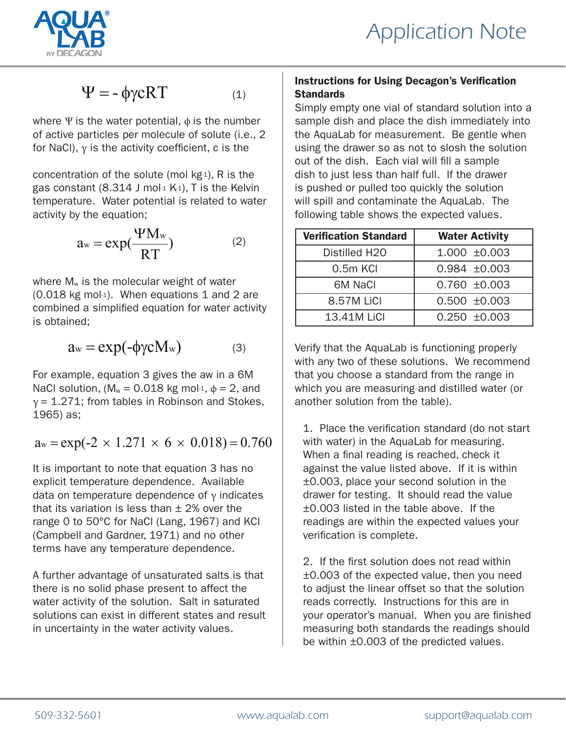$$\Psi = -\phi\gamma cRT \qquad (1)$$

where $\Psi$ is the water potential, $\phi$ is the number of active particles per molecule of solute (i.e., 2 for NaCl), $\gamma$ is the activity coefficient, c is the

concentration of the solute (mol $kg^{-1}$), R is the gas constant (8.314 J $mol^{-1}$ $K^{-1}$), T is the Kelvin temperature. Water potential is related to water activity by the equation;

$$a_w = \exp\left(\frac{\Psi M_w}{RT}\right) \qquad (2)$$

where $M_w$ is the molecular weight of water (0.018 kg $mol^{-1}$). When equations 1 and 2 are combined a simplified equation for water activity is obtained;

$$a_w = \exp(-\phi\gamma c M_w) \qquad (3)$$

For example, equation 3 gives the aw in a 6M NaCl solution, ($M_w$ = 0.018 kg $mol^{-1}$, $\phi$ = 2, and $\gamma$ = 1.271; from tables in Robinson and Stokes, 1965) as;

$$a_w = \exp(-2 \times 1.271 \times 6 \times 0.018) = 0.760$$

It is important to note that equation 3 has no explicit temperature dependence. Available data on temperature dependence of $\gamma$ indicates that its variation is less than ± 2% over the range 0 to 50°C for NaCl (Lang, 1967) and KCl (Campbell and Gardner, 1971) and no other terms have any temperature dependence.

A further advantage of unsaturated salts is that there is no solid phase present to affect the water activity of the solution. Salt in saturated solutions can exist in different states and result in uncertainty in the water activity values.

**Instructions for Using Decagon's Verification Standards**

Simply empty one vial of standard solution into a sample dish and place the dish immediately into the AquaLab for measurement. Be gentle when using the drawer so as not to slosh the solution out of the dish. Each vial will fill a sample dish to just less than half full. If the drawer is pushed or pulled too quickly the solution will spill and contaminate the AquaLab. The following table shows the expected values.

| Verification Standard | Water Activity |
|---|---|
| Distilled H2O | 1.000 ±0.003 |
| 0.5m KCl | 0.984 ±0.003 |
| 6M NaCl | 0.760 ±0.003 |
| 8.57M LiCl | 0.500 ±0.003 |
| 13.41M LiCl | 0.250 ±0.003 |

Verify that the AquaLab is functioning properly with any two of these solutions. We recommend that you choose a standard from the range in which you are measuring and distilled water (or another solution from the table).

1. Place the verification standard (do not start with water) in the AquaLab for measuring. When a final reading is reached, check it against the value listed above. If it is within ±0.003, place your second solution in the drawer for testing. It should read the value ±0.003 listed in the table above. If the readings are within the expected values your verification is complete.

2. If the first solution does not read within ±0.003 of the expected value, then you need to adjust the linear offset so that the solution reads correctly. Instructions for this are in your operator's manual. When you are finished measuring both standards the readings should be within ±0.003 of the predicted values.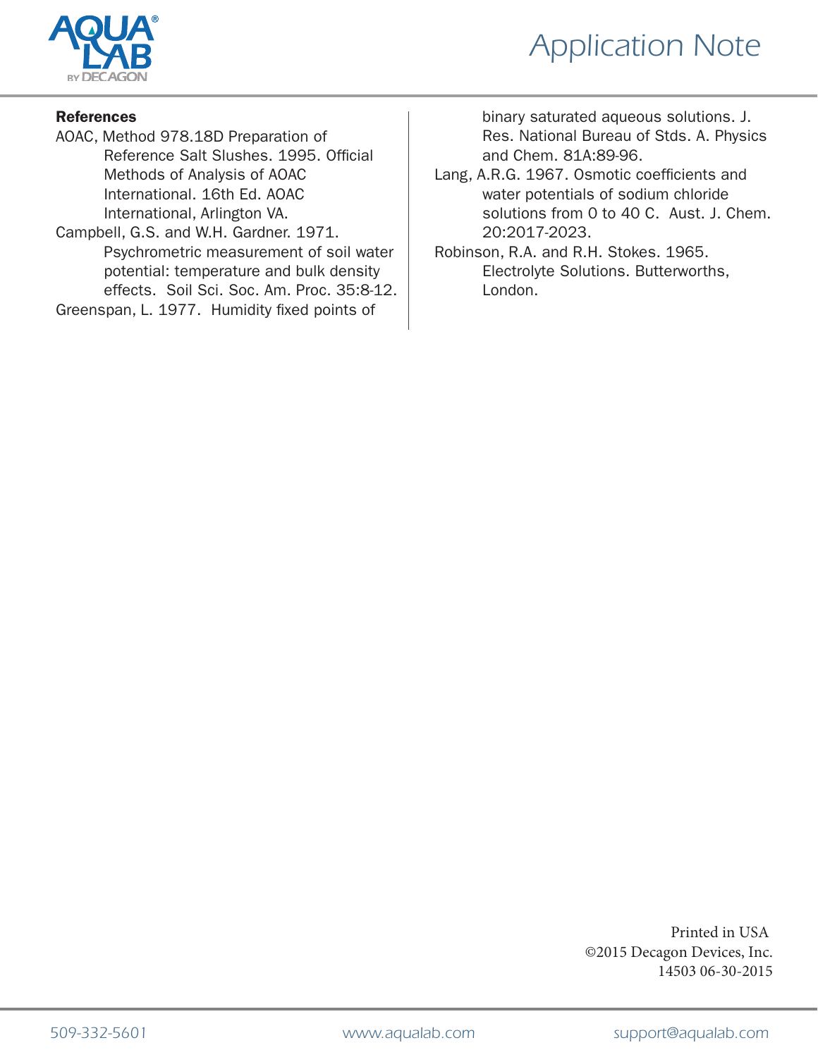### References

AOAC, Method 978.18D Preparation of Reference Salt Slushes. 1995. Official Methods of Analysis of AOAC International. 16th Ed. AOAC International, Arlington VA.

Campbell, G.S. and W.H. Gardner. 1971. Psychrometric measurement of soil water potential: temperature and bulk density effects. Soil Sci. Soc. Am. Proc. 35:8-12.

Greenspan, L. 1977. Humidity fixed points of binary saturated aqueous solutions. J. Res. National Bureau of Stds. A. Physics and Chem. 81A:89-96.

Lang, A.R.G. 1967. Osmotic coefficients and water potentials of sodium chloride solutions from 0 to 40 C. Aust. J. Chem. 20:2017-2023.

Robinson, R.A. and R.H. Stokes. 1965. Electrolyte Solutions. Butterworths, London.

Printed in USA
©2015 Decagon Devices, Inc.
14503 06-30-2015